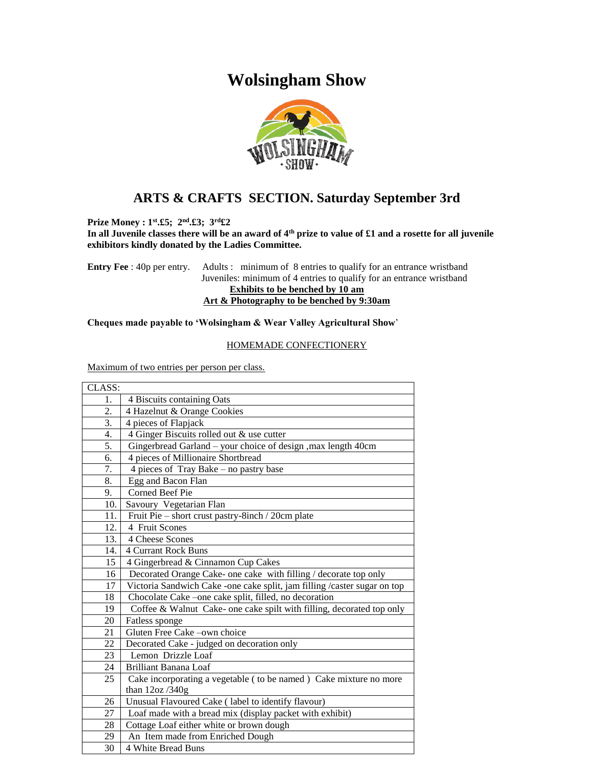# Wolsingham Show

## ARTS & CRAFTS SECTION. Saturday September 3rd

**Prize Money : 1st.£5; 2nd.£3; 3rd£2**
**In all Juvenile classes there will be an award of 4th prize to value of £1 and a rosette for all juvenile exhibitors kindly donated by the Ladies Committee.**

**Entry Fee** : 40p per entry. Adults : minimum of 8 entries to qualify for an entrance wristband
Juveniles: minimum of 4 entries to qualify for an entrance wristband
**Exhibits to be benched by 10 am**
**Art & Photography to be benched by 9:30am**

**Cheques made payable to 'Wolsingham & Wear Valley Agricultural Show'**

HOMEMADE CONFECTIONERY

Maximum of two entries per person per class.

| CLASS: | |
|---|---|
| 1. | 4 Biscuits containing Oats |
| 2. | 4 Hazelnut & Orange Cookies |
| 3. | 4 pieces of Flapjack |
| 4. | 4 Ginger Biscuits rolled out & use cutter |
| 5. | Gingerbread Garland – your choice of design ,max length 40cm |
| 6. | 4 pieces of Millionaire Shortbread |
| 7. | 4 pieces of Tray Bake – no pastry base |
| 8. | Egg and Bacon Flan |
| 9. | Corned Beef Pie |
| 10. | Savoury Vegetarian Flan |
| 11. | Fruit Pie – short crust pastry-8inch / 20cm plate |
| 12. | 4 Fruit Scones |
| 13. | 4 Cheese Scones |
| 14. | 4 Currant Rock Buns |
| 15 | 4 Gingerbread & Cinnamon Cup Cakes |
| 16 | Decorated Orange Cake- one cake with filling / decorate top only |
| 17 | Victoria Sandwich Cake -one cake split, jam filling /caster sugar on top |
| 18 | Chocolate Cake –one cake split, filled, no decoration |
| 19 | Coffee & Walnut Cake- one cake spilt with filling, decorated top only |
| 20 | Fatless sponge |
| 21 | Gluten Free Cake –own choice |
| 22 | Decorated Cake - judged on decoration only |
| 23 | Lemon Drizzle Loaf |
| 24 | Brilliant Banana Loaf |
| 25 | Cake incorporating a vegetable ( to be named ) Cake mixture no more than 12oz /340g |
| 26 | Unusual Flavoured Cake ( label to identify flavour) |
| 27 | Loaf made with a bread mix (display packet with exhibit) |
| 28 | Cottage Loaf either white or brown dough |
| 29 | An Item made from Enriched Dough |
| 30 | 4 White Bread Buns |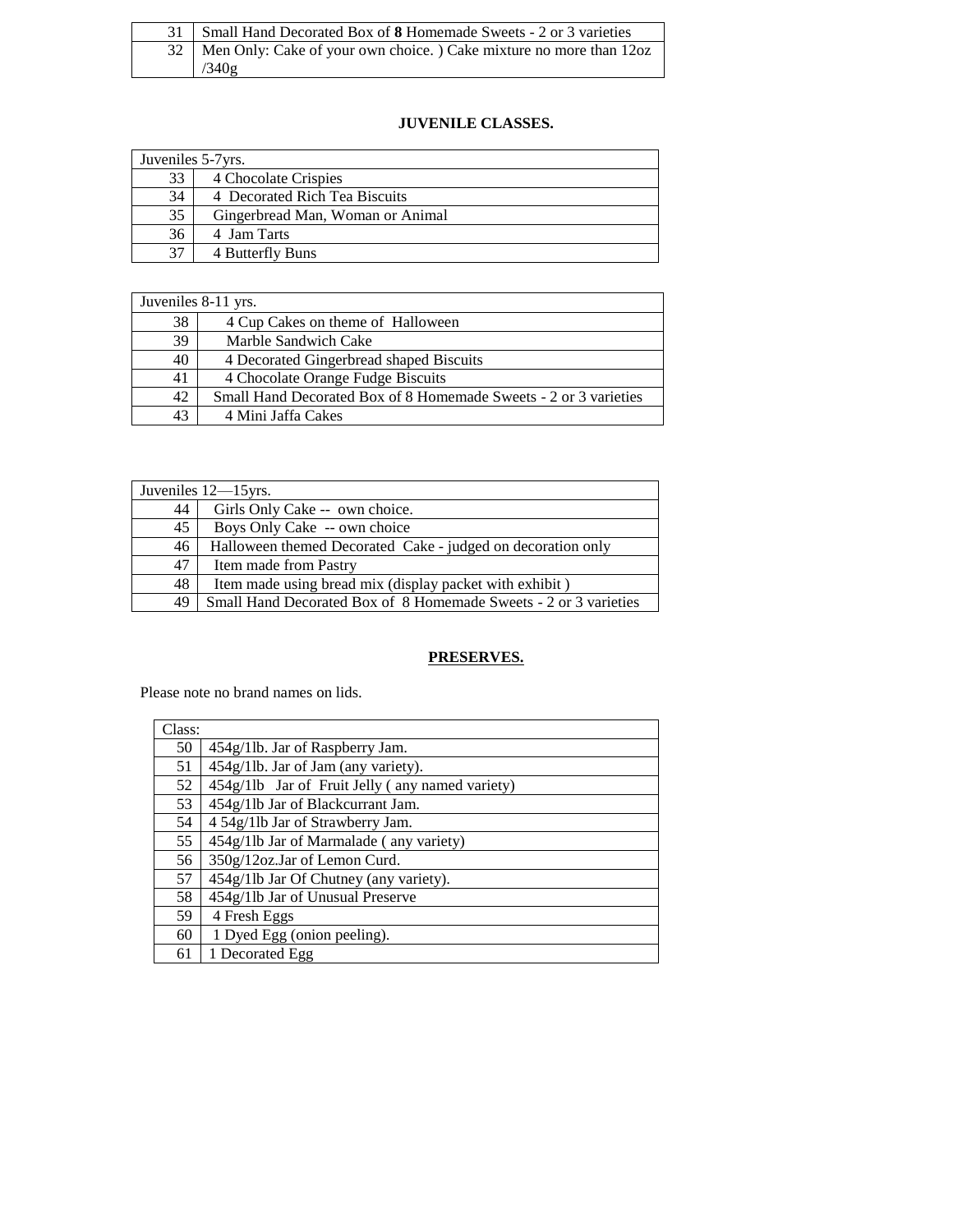| 31 | Small Hand Decorated Box of **8** Homemade Sweets - 2 or 3 varieties |
|---|---|
| 32 | Men Only: Cake of your own choice. ) Cake mixture no more than 12oz /340g |

## JUVENILE CLASSES.

| Juveniles 5-7yrs. | |
|---|---|
| 33 | 4 Chocolate Crispies |
| 34 | 4 Decorated Rich Tea Biscuits |
| 35 | Gingerbread Man, Woman or Animal |
| 36 | 4 Jam Tarts |
| 37 | 4 Butterfly Buns |

| Juveniles 8-11 yrs. | |
|---|---|
| 38 | 4 Cup Cakes on theme of Halloween |
| 39 | Marble Sandwich Cake |
| 40 | 4 Decorated Gingerbread shaped Biscuits |
| 41 | 4 Chocolate Orange Fudge Biscuits |
| 42 | Small Hand Decorated Box of 8 Homemade Sweets - 2 or 3 varieties |
| 43 | 4 Mini Jaffa Cakes |

| Juveniles 12—15yrs. | |
|---|---|
| 44 | Girls Only Cake -- own choice. |
| 45 | Boys Only Cake -- own choice |
| 46 | Halloween themed Decorated Cake - judged on decoration only |
| 47 | Item made from Pastry |
| 48 | Item made using bread mix (display packet with exhibit ) |
| 49 | Small Hand Decorated Box of 8 Homemade Sweets - 2 or 3 varieties |

## PRESERVES.

Please note no brand names on lids.

| Class: | |
|---|---|
| 50 | 454g/1lb. Jar of Raspberry Jam. |
| 51 | 454g/1lb. Jar of Jam (any variety). |
| 52 | 454g/1lb Jar of Fruit Jelly ( any named variety) |
| 53 | 454g/1lb Jar of Blackcurrant Jam. |
| 54 | 4 54g/1lb Jar of Strawberry Jam. |
| 55 | 454g/1lb Jar of Marmalade ( any variety) |
| 56 | 350g/12oz.Jar of Lemon Curd. |
| 57 | 454g/1lb Jar Of Chutney (any variety). |
| 58 | 454g/1lb Jar of Unusual Preserve |
| 59 | 4 Fresh Eggs |
| 60 | 1 Dyed Egg (onion peeling). |
| 61 | 1 Decorated Egg |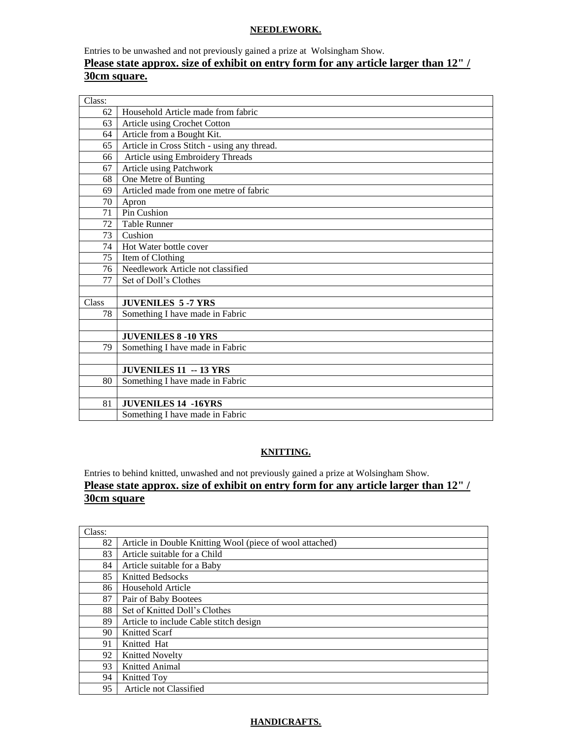## NEEDLEWORK.

Entries to be unwashed and not previously gained a prize at Wolsingham Show.

**Please state approx. size of exhibit on entry form for any article larger than 12" / 30cm square.**

| Class: | |
|---|---|
| 62 | Household Article made from fabric |
| 63 | Article using Crochet Cotton |
| 64 | Article from a Bought Kit. |
| 65 | Article in Cross Stitch - using any thread. |
| 66 | Article using Embroidery Threads |
| 67 | Article using Patchwork |
| 68 | One Metre of Bunting |
| 69 | Articled made from one metre of fabric |
| 70 | Apron |
| 71 | Pin Cushion |
| 72 | Table Runner |
| 73 | Cushion |
| 74 | Hot Water bottle cover |
| 75 | Item of Clothing |
| 76 | Needlework Article not classified |
| 77 | Set of Doll's Clothes |
| | |
| Class | **JUVENILES 5 -7 YRS** |
| 78 | Something I have made in Fabric |
| | |
| | **JUVENILES 8 -10 YRS** |
| 79 | Something I have made in Fabric |
| | |
| | **JUVENILES 11 -- 13 YRS** |
| 80 | Something I have made in Fabric |
| | |
| 81 | **JUVENILES 14 -16YRS** |
| | Something I have made in Fabric |

## KNITTING.

Entries to behind knitted, unwashed and not previously gained a prize at Wolsingham Show.

**Please state approx. size of exhibit on entry form for any article larger than 12" / 30cm square**

| Class: | |
|---|---|
| 82 | Article in Double Knitting Wool (piece of wool attached) |
| 83 | Article suitable for a Child |
| 84 | Article suitable for a Baby |
| 85 | Knitted Bedsocks |
| 86 | Household Article |
| 87 | Pair of Baby Bootees |
| 88 | Set of Knitted Doll's Clothes |
| 89 | Article to include Cable stitch design |
| 90 | Knitted Scarf |
| 91 | Knitted Hat |
| 92 | Knitted Novelty |
| 93 | Knitted Animal |
| 94 | Knitted Toy |
| 95 | Article not Classified |

## HANDICRAFTS.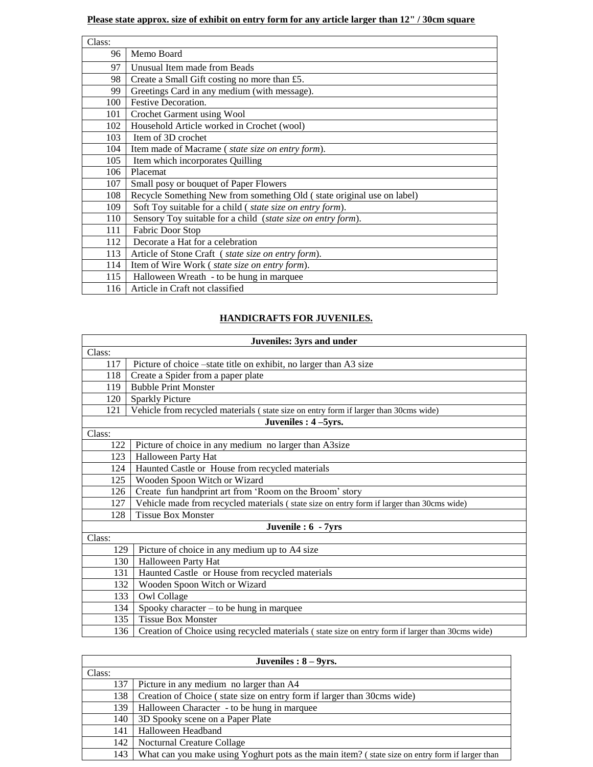**Please state approx. size of exhibit on entry form for any article larger than 12" / 30cm square**

| Class: | |
|---|---|
| 96 | Memo Board |
| 97 | Unusual Item made from Beads |
| 98 | Create a Small Gift costing no more than £5. |
| 99 | Greetings Card in any medium (with message). |
| 100 | Festive Decoration. |
| 101 | Crochet Garment using Wool |
| 102 | Household Article worked in Crochet (wool) |
| 103 | Item of 3D crochet |
| 104 | Item made of Macrame ( *state size on entry form*). |
| 105 | Item which incorporates Quilling |
| 106 | Placemat |
| 107 | Small posy or bouquet of Paper Flowers |
| 108 | Recycle Something New from something Old ( state original use on label) |
| 109 | Soft Toy suitable for a child ( *state size on entry form*). |
| 110 | Sensory Toy suitable for a child (*state size on entry form*). |
| 111 | Fabric Door Stop |
| 112 | Decorate a Hat for a celebration |
| 113 | Article of Stone Craft ( *state size on entry form*). |
| 114 | Item of Wire Work ( *state size on entry form*). |
| 115 | Halloween Wreath - to be hung in marquee |
| 116 | Article in Craft not classified |

## HANDICRAFTS FOR JUVENILES.

| **Juveniles: 3yrs and under** | |
|---|---|
| Class: | |
| 117 | Picture of choice –state title on exhibit, no larger than A3 size |
| 118 | Create a Spider from a paper plate |
| 119 | Bubble Print Monster |
| 120 | Sparkly Picture |
| 121 | Vehicle from recycled materials ( state size on entry form if larger than 30cms wide) |
| **Juveniles : 4 –5yrs.** | |
| Class: | |
| 122 | Picture of choice in any medium no larger than A3size |
| 123 | Halloween Party Hat |
| 124 | Haunted Castle or House from recycled materials |
| 125 | Wooden Spoon Witch or Wizard |
| 126 | Create fun handprint art from 'Room on the Broom' story |
| 127 | Vehicle made from recycled materials ( state size on entry form if larger than 30cms wide) |
| 128 | Tissue Box Monster |
| **Juvenile : 6 - 7yrs** | |
| Class: | |
| 129 | Picture of choice in any medium up to A4 size |
| 130 | Halloween Party Hat |
| 131 | Haunted Castle or House from recycled materials |
| 132 | Wooden Spoon Witch or Wizard |
| 133 | Owl Collage |
| 134 | Spooky character – to be hung in marquee |
| 135 | Tissue Box Monster |
| 136 | Creation of Choice using recycled materials ( state size on entry form if larger than 30cms wide) |

| **Juveniles : 8 – 9yrs.** | |
|---|---|
| Class: | |
| 137 | Picture in any medium no larger than A4 |
| 138 | Creation of Choice ( state size on entry form if larger than 30cms wide) |
| 139 | Halloween Character - to be hung in marquee |
| 140 | 3D Spooky scene on a Paper Plate |
| 141 | Halloween Headband |
| 142 | Nocturnal Creature Collage |
| 143 | What can you make using Yoghurt pots as the main item? ( state size on entry form if larger than |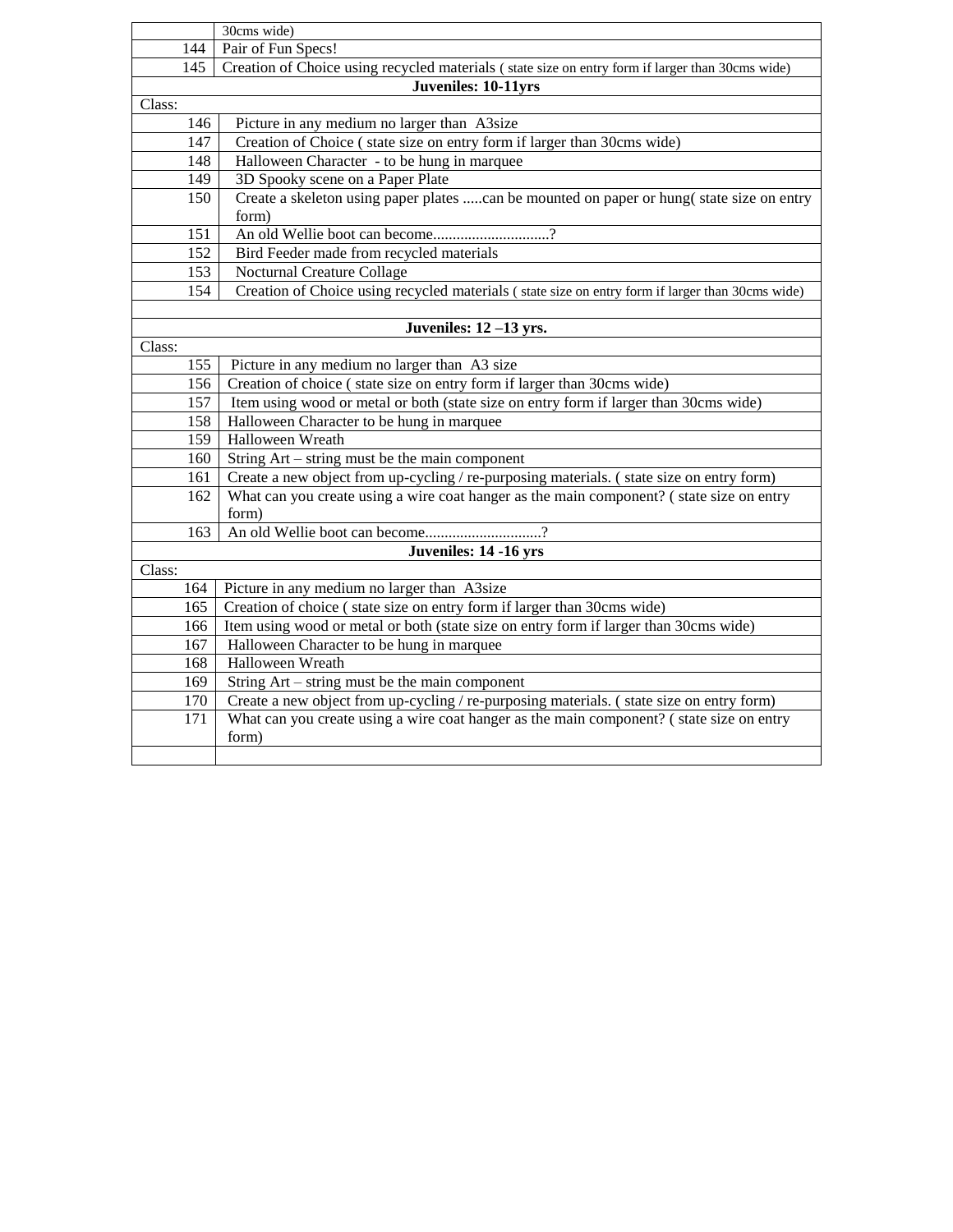| | 30cms wide) |
|---|---|
| 144 | Pair of Fun Specs! |
| 145 | Creation of Choice using recycled materials ( state size on entry form if larger than 30cms wide) |
| **Juveniles: 10-11yrs** | |
| Class: | |
| 146 | Picture in any medium no larger than A3size |
| 147 | Creation of Choice ( state size on entry form if larger than 30cms wide) |
| 148 | Halloween Character - to be hung in marquee |
| 149 | 3D Spooky scene on a Paper Plate |
| 150 | Create a skeleton using paper plates .....can be mounted on paper or hung( state size on entry form) |
| 151 | An old Wellie boot can become..............................? |
| 152 | Bird Feeder made from recycled materials |
| 153 | Nocturnal Creature Collage |
| 154 | Creation of Choice using recycled materials ( state size on entry form if larger than 30cms wide) |
| | |
| **Juveniles: 12 –13 yrs.** | |
| Class: | |
| 155 | Picture in any medium no larger than A3 size |
| 156 | Creation of choice ( state size on entry form if larger than 30cms wide) |
| 157 | Item using wood or metal or both (state size on entry form if larger than 30cms wide) |
| 158 | Halloween Character to be hung in marquee |
| 159 | Halloween Wreath |
| 160 | String Art – string must be the main component |
| 161 | Create a new object from up-cycling / re-purposing materials. ( state size on entry form) |
| 162 | What can you create using a wire coat hanger as the main component? ( state size on entry form) |
| 163 | An old Wellie boot can become..............................? |
| **Juveniles: 14 -16 yrs** | |
| Class: | |
| 164 | Picture in any medium no larger than A3size |
| 165 | Creation of choice ( state size on entry form if larger than 30cms wide) |
| 166 | Item using wood or metal or both (state size on entry form if larger than 30cms wide) |
| 167 | Halloween Character to be hung in marquee |
| 168 | Halloween Wreath |
| 169 | String Art – string must be the main component |
| 170 | Create a new object from up-cycling / re-purposing materials. ( state size on entry form) |
| 171 | What can you create using a wire coat hanger as the main component? ( state size on entry form) |
| | |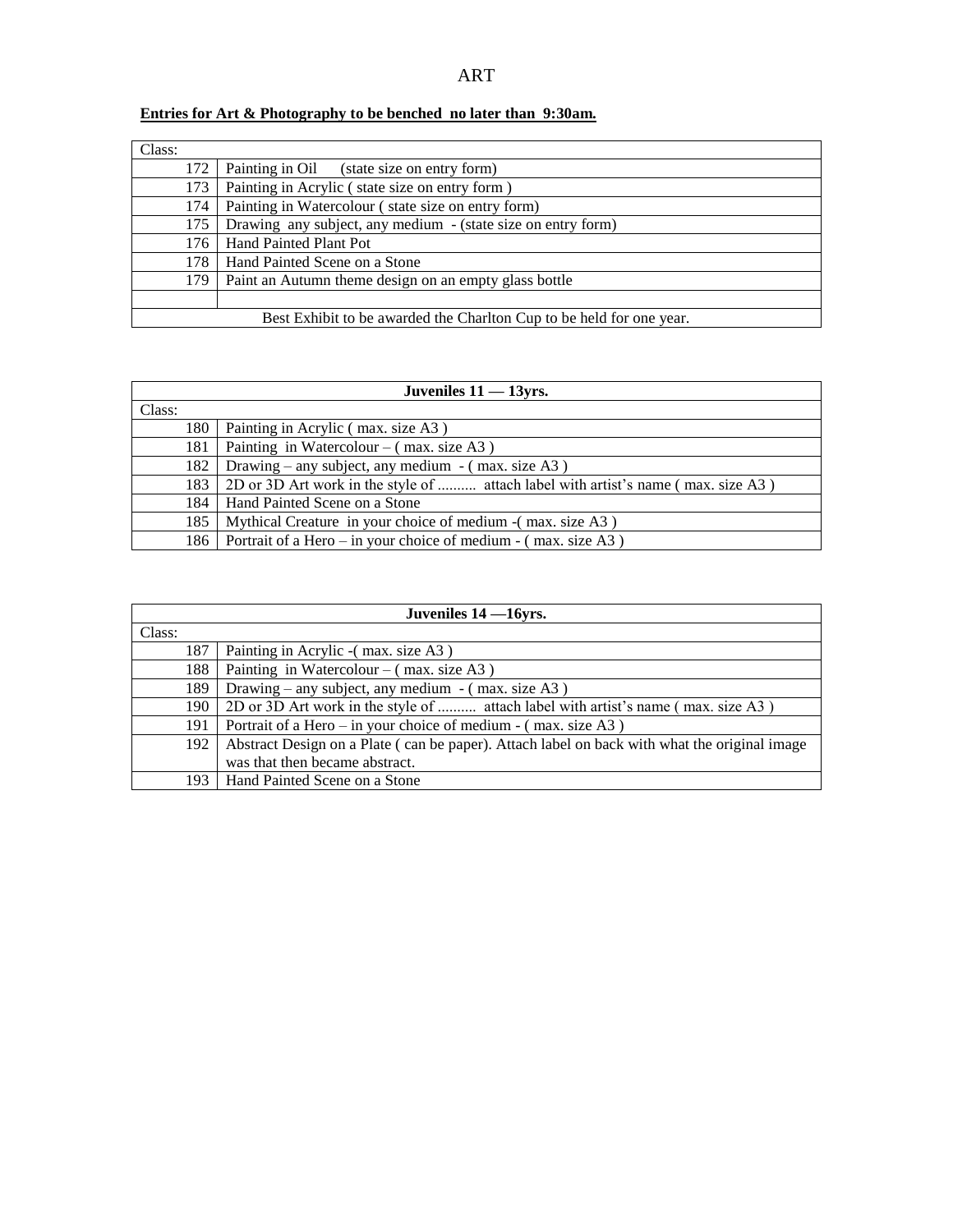# ART

**Entries for Art & Photography to be benched no later than 9:30am.**

| Class: | |
|---|---|
| 172 | Painting in Oil (state size on entry form) |
| 173 | Painting in Acrylic ( state size on entry form ) |
| 174 | Painting in Watercolour ( state size on entry form) |
| 175 | Drawing any subject, any medium - (state size on entry form) |
| 176 | Hand Painted Plant Pot |
| 178 | Hand Painted Scene on a Stone |
| 179 | Paint an Autumn theme design on an empty glass bottle |
| | |
| Best Exhibit to be awarded the Charlton Cup to be held for one year. | |

| **Juveniles 11 — 13yrs.** | |
|---|---|
| Class: | |
| 180 | Painting in Acrylic ( max. size A3 ) |
| 181 | Painting in Watercolour – ( max. size A3 ) |
| 182 | Drawing – any subject, any medium - ( max. size A3 ) |
| 183 | 2D or 3D Art work in the style of .......... attach label with artist's name ( max. size A3 ) |
| 184 | Hand Painted Scene on a Stone |
| 185 | Mythical Creature in your choice of medium -( max. size A3 ) |
| 186 | Portrait of a Hero – in your choice of medium - ( max. size A3 ) |

| **Juveniles 14 —16yrs.** | |
|---|---|
| Class: | |
| 187 | Painting in Acrylic -( max. size A3 ) |
| 188 | Painting in Watercolour – ( max. size A3 ) |
| 189 | Drawing – any subject, any medium - ( max. size A3 ) |
| 190 | 2D or 3D Art work in the style of .......... attach label with artist's name ( max. size A3 ) |
| 191 | Portrait of a Hero – in your choice of medium - ( max. size A3 ) |
| 192 | Abstract Design on a Plate ( can be paper). Attach label on back with what the original image was that then became abstract. |
| 193 | Hand Painted Scene on a Stone |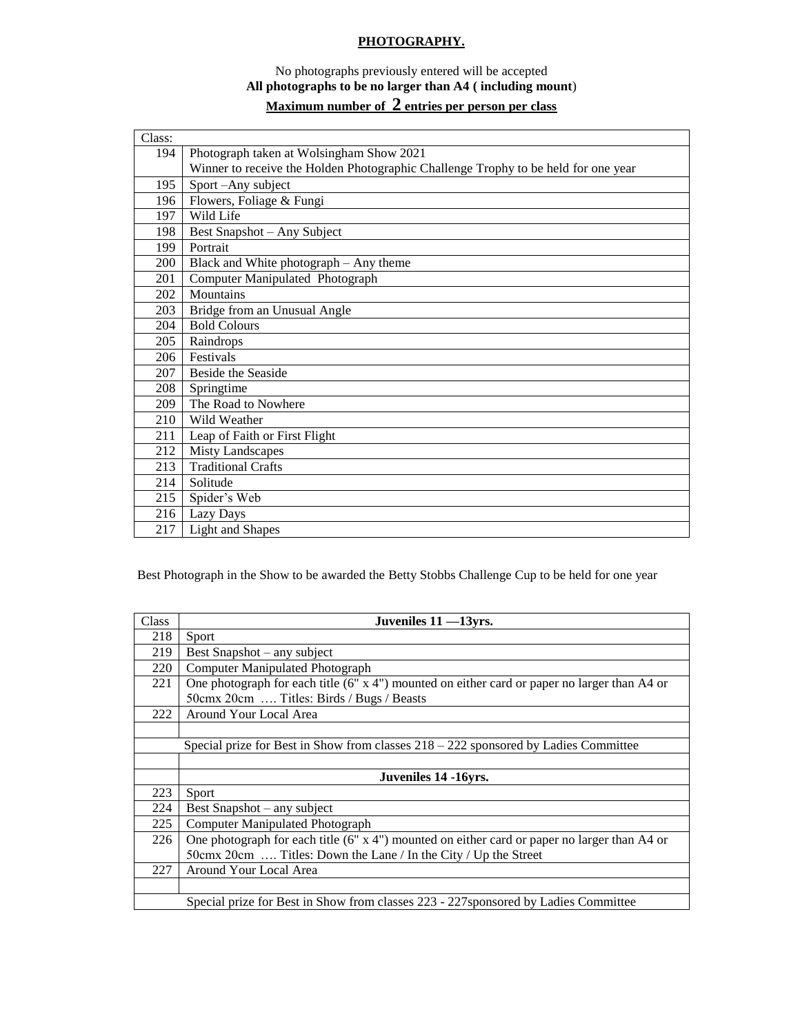# **PHOTOGRAPHY.**

No photographs previously entered will be accepted

**All photographs to be no larger than A4 ( including mount**)

**Maximum number of 2 entries per person per class**

| Class: | |
|---|---|
| 194 | Photograph taken at Wolsingham Show 2021<br>Winner to receive the Holden Photographic Challenge Trophy to be held for one year |
| 195 | Sport –Any subject |
| 196 | Flowers, Foliage & Fungi |
| 197 | Wild Life |
| 198 | Best Snapshot – Any Subject |
| 199 | Portrait |
| 200 | Black and White photograph – Any theme |
| 201 | Computer Manipulated Photograph |
| 202 | Mountains |
| 203 | Bridge from an Unusual Angle |
| 204 | Bold Colours |
| 205 | Raindrops |
| 206 | Festivals |
| 207 | Beside the Seaside |
| 208 | Springtime |
| 209 | The Road to Nowhere |
| 210 | Wild Weather |
| 211 | Leap of Faith or First Flight |
| 212 | Misty Landscapes |
| 213 | Traditional Crafts |
| 214 | Solitude |
| 215 | Spider's Web |
| 216 | Lazy Days |
| 217 | Light and Shapes |

Best Photograph in the Show to be awarded the Betty Stobbs Challenge Cup to be held for one year

| Class | **Juveniles 11 —13yrs.** |
|---|---|
| 218 | Sport |
| 219 | Best Snapshot – any subject |
| 220 | Computer Manipulated Photograph |
| 221 | One photograph for each title (6" x 4") mounted on either card or paper no larger than A4 or 50cmx 20cm …. Titles: Birds / Bugs / Beasts |
| 222 | Around Your Local Area |
| | |
| | Special prize for Best in Show from classes 218 – 222 sponsored by Ladies Committee |
| | |
| | **Juveniles 14 -16yrs.** |
| 223 | Sport |
| 224 | Best Snapshot – any subject |
| 225 | Computer Manipulated Photograph |
| 226 | One photograph for each title (6" x 4") mounted on either card or paper no larger than A4 or 50cmx 20cm …. Titles: Down the Lane / In the City / Up the Street |
| 227 | Around Your Local Area |
| | |
| | Special prize for Best in Show from classes 223 - 227sponsored by Ladies Committee |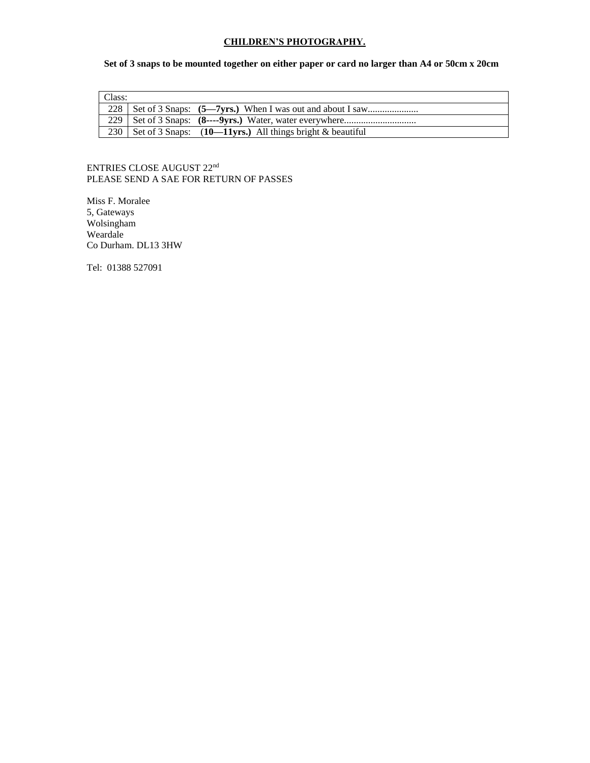## CHILDREN'S PHOTOGRAPHY.

**Set of 3 snaps to be mounted together on either paper or card no larger than A4 or 50cm x 20cm**

| Class: | |
|---|---|
| 228 | Set of 3 Snaps: **(5—7yrs.)** When I was out and about I saw..................... |
| 229 | Set of 3 Snaps: **(8----9yrs.)** Water, water everywhere.............................. |
| 230 | Set of 3 Snaps: (**10—11yrs.)** All things bright & beautiful |

ENTRIES CLOSE AUGUST 22nd
PLEASE SEND A SAE FOR RETURN OF PASSES

Miss F. Moralee
5, Gateways
Wolsingham
Weardale
Co Durham. DL13 3HW

Tel: 01388 527091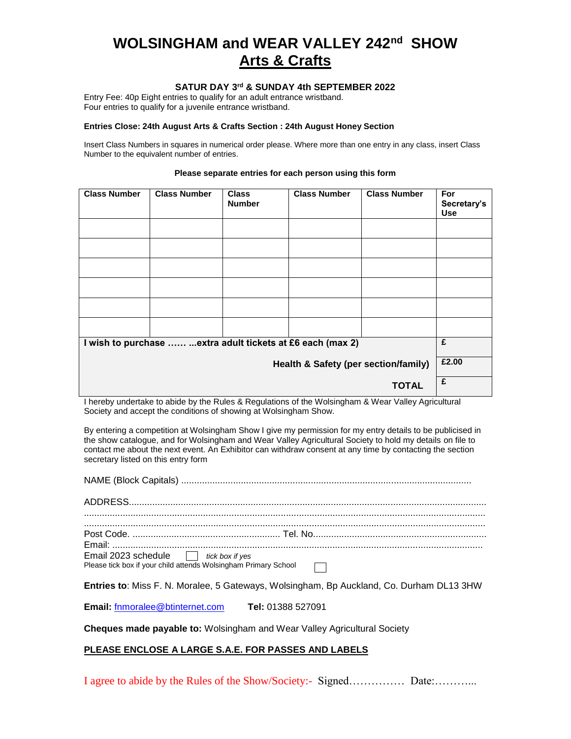# WOLSINGHAM and WEAR VALLEY 242nd SHOW

## Arts & Crafts

**SATUR DAY 3rd & SUNDAY 4th SEPTEMBER 2022**

Entry Fee: 40p Eight entries to qualify for an adult entrance wristband.
Four entries to qualify for a juvenile entrance wristband.

**Entries Close: 24th August Arts & Crafts Section : 24th August Honey Section**

Insert Class Numbers in squares in numerical order please. Where more than one entry in any class, insert Class Number to the equivalent number of entries.

**Please separate entries for each person using this form**

| Class Number | Class Number | Class Number | Class Number | Class Number | For Secretary's Use |
|---|---|---|---|---|---|
| | | | | | |
| | | | | | |
| | | | | | |
| | | | | | |
| | | | | | |
| | | | | | |
| **I wish to purchase …… ...extra adult tickets at £6 each (max 2)** | | | | | **£** |
| | | | | **Health & Safety (per section/family)** | **£2.00** |
| | | | | **TOTAL** | **£** |

I hereby undertake to abide by the Rules & Regulations of the Wolsingham & Wear Valley Agricultural Society and accept the conditions of showing at Wolsingham Show.

By entering a competition at Wolsingham Show I give my permission for my entry details to be publicised in the show catalogue, and for Wolsingham and Wear Valley Agricultural Society to hold my details on file to contact me about the next event. An Exhibitor can withdraw consent at any time by contacting the section secretary listed on this entry form

NAME (Block Capitals) ..........................................................................................................

ADDRESS..............................................................................................................................
..............................................................................................................................................
..............................................................................................................................................
Post Code. ........................................................ Tel. No..................................................................
Email: ..................................................................................................................................
Email 2023 schedule ☐ *tick box if yes*
Please tick box if your child attends Wolsingham Primary School ☐

**Entries to**: Miss F. N. Moralee, 5 Gateways, Wolsingham, Bp Auckland, Co. Durham DL13 3HW

**Email:** fnmoralee@btinternet.com **Tel:** 01388 527091

**Cheques made payable to:** Wolsingham and Wear Valley Agricultural Society

**PLEASE ENCLOSE A LARGE S.A.E. FOR PASSES AND LABELS**

I agree to abide by the Rules of the Show/Society:- Signed…………… Date:………...